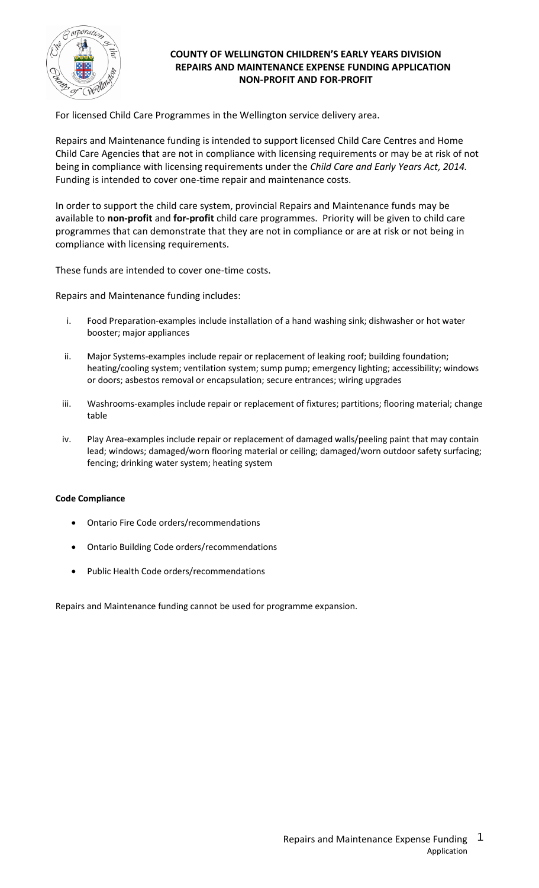# COUNTY OF WELLINGTON CHILDREN'S EARLY YEARS DIVISION
## REPAIRS AND MAINTENANCE EXPENSE FUNDING APPLICATION
## NON-PROFIT AND FOR-PROFIT

For licensed Child Care Programmes in the Wellington service delivery area.

Repairs and Maintenance funding is intended to support licensed Child Care Centres and Home Child Care Agencies that are not in compliance with licensing requirements or may be at risk of not being in compliance with licensing requirements under the *Child Care and Early Years Act, 2014.* Funding is intended to cover one-time repair and maintenance costs.

In order to support the child care system, provincial Repairs and Maintenance funds may be available to **non-profit** and **for-profit** child care programmes. Priority will be given to child care programmes that can demonstrate that they are not in compliance or are at risk or not being in compliance with licensing requirements.

These funds are intended to cover one-time costs.

Repairs and Maintenance funding includes:

i. Food Preparation-examples include installation of a hand washing sink; dishwasher or hot water booster; major appliances

ii. Major Systems-examples include repair or replacement of leaking roof; building foundation; heating/cooling system; ventilation system; sump pump; emergency lighting; accessibility; windows or doors; asbestos removal or encapsulation; secure entrances; wiring upgrades

iii. Washrooms-examples include repair or replacement of fixtures; partitions; flooring material; change table

iv. Play Area-examples include repair or replacement of damaged walls/peeling paint that may contain lead; windows; damaged/worn flooring material or ceiling; damaged/worn outdoor safety surfacing; fencing; drinking water system; heating system

**Code Compliance**

- Ontario Fire Code orders/recommendations
- Ontario Building Code orders/recommendations
- Public Health Code orders/recommendations

Repairs and Maintenance funding cannot be used for programme expansion.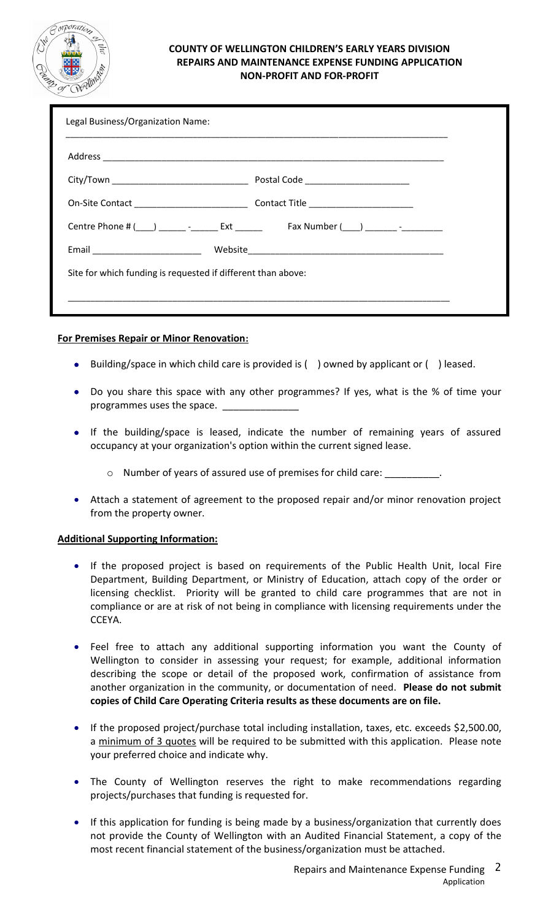**COUNTY OF WELLINGTON CHILDREN'S EARLY YEARS DIVISION**
**REPAIRS AND MAINTENANCE EXPENSE FUNDING APPLICATION**
**NON-PROFIT AND FOR-PROFIT**

Legal Business/Organization Name:

______________________________________________________________________________

Address ________________________________________________________________________

City/Town ___________________________ Postal Code _____________________

On-Site Contact _______________________ Contact Title _____________________

Centre Phone # (____) ______ -______ Ext ______ Fax Number (____) _______ -_________

Email ______________________ Website_______________________________________

Site for which funding is requested if different than above:

______________________________________________________________________________

**For Premises Repair or Minor Renovation:**

- Building/space in which child care is provided is ( ) owned by applicant or ( ) leased.
- Do you share this space with any other programmes? If yes, what is the % of time your programmes uses the space. ______________
- If the building/space is leased, indicate the number of remaining years of assured occupancy at your organization's option within the current signed lease.
  - Number of years of assured use of premises for child care: __________.
- Attach a statement of agreement to the proposed repair and/or minor renovation project from the property owner.

**Additional Supporting Information:**

- If the proposed project is based on requirements of the Public Health Unit, local Fire Department, Building Department, or Ministry of Education, attach copy of the order or licensing checklist. Priority will be granted to child care programmes that are not in compliance or are at risk of not being in compliance with licensing requirements under the CCEYA.
- Feel free to attach any additional supporting information you want the County of Wellington to consider in assessing your request; for example, additional information describing the scope or detail of the proposed work, confirmation of assistance from another organization in the community, or documentation of need. **Please do not submit copies of Child Care Operating Criteria results as these documents are on file.**
- If the proposed project/purchase total including installation, taxes, etc. exceeds $2,500.00, a minimum of 3 quotes will be required to be submitted with this application. Please note your preferred choice and indicate why.
- The County of Wellington reserves the right to make recommendations regarding projects/purchases that funding is requested for.
- If this application for funding is being made by a business/organization that currently does not provide the County of Wellington with an Audited Financial Statement, a copy of the most recent financial statement of the business/organization must be attached.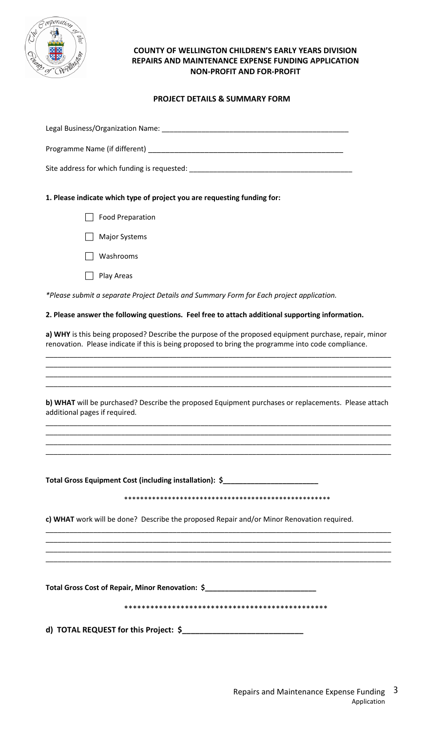**COUNTY OF WELLINGTON CHILDREN'S EARLY YEARS DIVISION**
**REPAIRS AND MAINTENANCE EXPENSE FUNDING APPLICATION**
**NON-PROFIT AND FOR-PROFIT**

## PROJECT DETAILS & SUMMARY FORM

Legal Business/Organization Name: ________________________________________________

Programme Name (if different) ___________________________________________________

Site address for which funding is requested: ________________________________________

**1. Please indicate which type of project you are requesting funding for:**

- ☐ Food Preparation
- ☐ Major Systems
- ☐ Washrooms
- ☐ Play Areas

*\*Please submit a separate Project Details and Summary Form for Each project application.*

**2. Please answer the following questions. Feel free to attach additional supporting information.**

**a) WHY** is this being proposed? Describe the purpose of the proposed equipment purchase, repair, minor renovation. Please indicate if this is being proposed to bring the programme into code compliance.

________________________________________________________________________________________
________________________________________________________________________________________
________________________________________________________________________________________
________________________________________________________________________________________

**b) WHAT** will be purchased? Describe the proposed Equipment purchases or replacements. Please attach additional pages if required.

________________________________________________________________________________________
________________________________________________________________________________________
________________________________________________________________________________________
________________________________________________________________________________________

**Total Gross Equipment Cost (including installation): $________________________**

\*\*\*\*\*\*\*\*\*\*\*\*\*\*\*\*\*\*\*\*\*\*\*\*\*\*\*\*\*\*\*\*\*\*\*\*\*\*\*\*\*\*\*\*\*\*\*\*\*\*\*\*\*

**c) WHAT** work will be done? Describe the proposed Repair and/or Minor Renovation required.

________________________________________________________________________________________
________________________________________________________________________________________
________________________________________________________________________________________
________________________________________________________________________________________

**Total Gross Cost of Repair, Minor Renovation: $___________________________**

\*\*\*\*\*\*\*\*\*\*\*\*\*\*\*\*\*\*\*\*\*\*\*\*\*\*\*\*\*\*\*\*\*\*\*\*\*\*\*\*\*\*\*\*\*\*\*\*

**d) TOTAL REQUEST for this Project: $____________________________**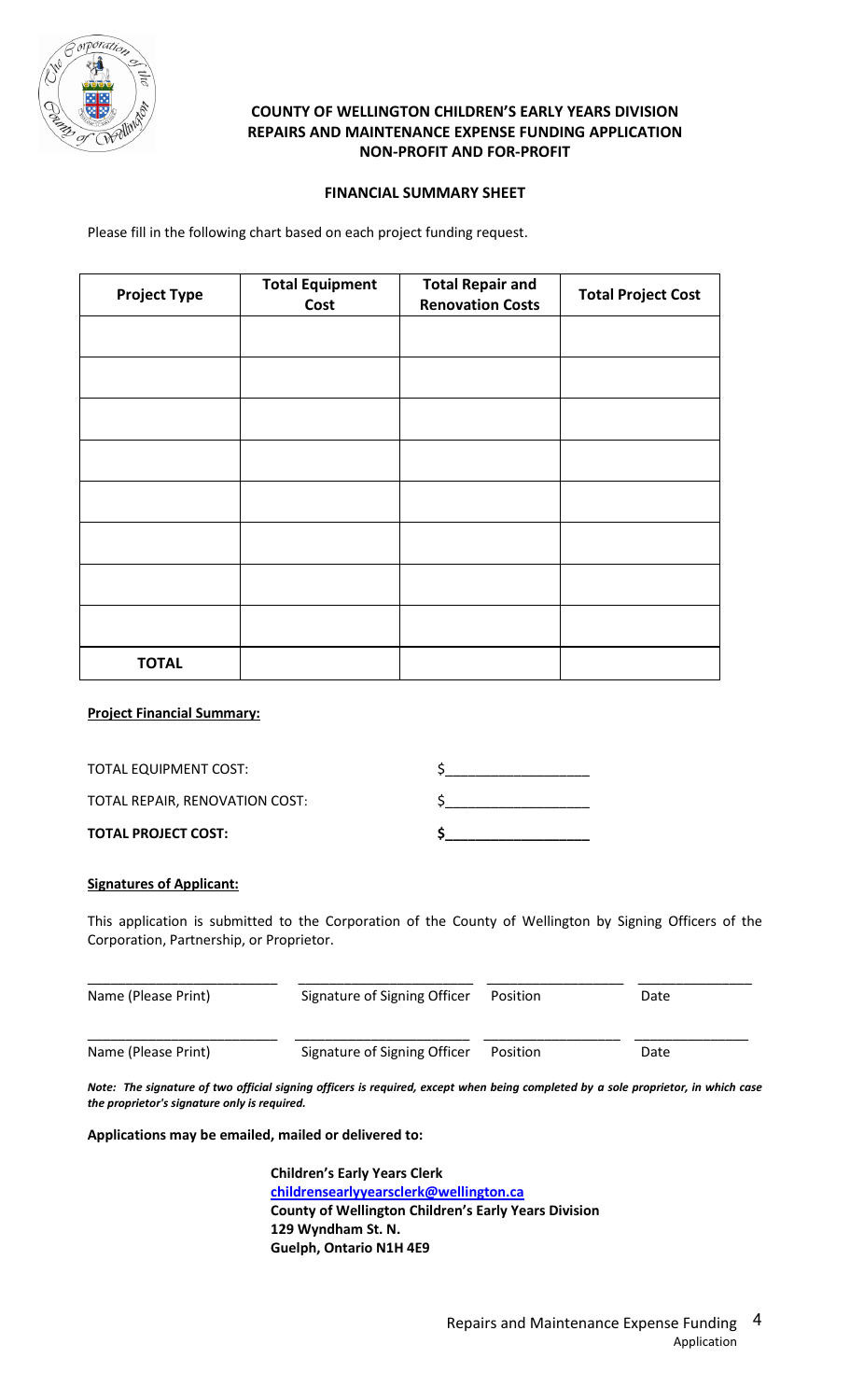**COUNTY OF WELLINGTON CHILDREN'S EARLY YEARS DIVISION**
**REPAIRS AND MAINTENANCE EXPENSE FUNDING APPLICATION**
**NON-PROFIT AND FOR-PROFIT**

**FINANCIAL SUMMARY SHEET**

Please fill in the following chart based on each project funding request.

| Project Type | Total Equipment Cost | Total Repair and Renovation Costs | Total Project Cost |
|---|---|---|---|
| | | | |
| | | | |
| | | | |
| | | | |
| | | | |
| | | | |
| | | | |
| | | | |
| **TOTAL** | | | |

**Project Financial Summary:**

TOTAL EQUIPMENT COST: $__________________

TOTAL REPAIR, RENOVATION COST: $__________________

**TOTAL PROJECT COST: $__________________**

**Signatures of Applicant:**

This application is submitted to the Corporation of the County of Wellington by Signing Officers of the Corporation, Partnership, or Proprietor.

| Name (Please Print) | Signature of Signing Officer | Position | Date |
|---|---|---|---|
| | | | |

| Name (Please Print) | Signature of Signing Officer | Position | Date |
|---|---|---|---|
| | | | |

*Note: The signature of two official signing officers is required, except when being completed by a sole proprietor, in which case the proprietor's signature only is required.*

**Applications may be emailed, mailed or delivered to:**

**Children's Early Years Clerk**
**childrensearlyyearsclerk@wellington.ca**
**County of Wellington Children's Early Years Division**
**129 Wyndham St. N.**
**Guelph, Ontario N1H 4E9**